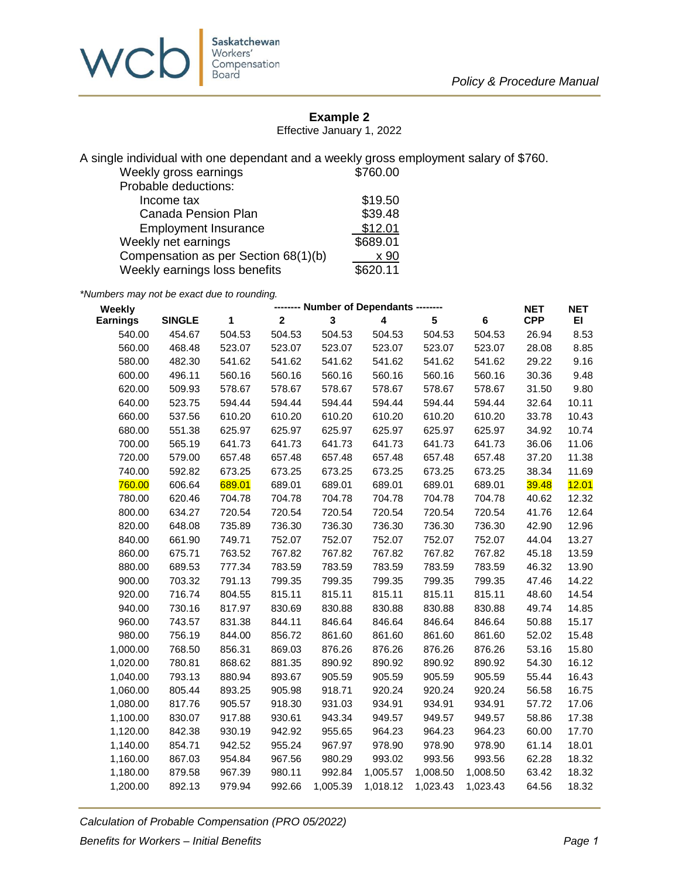## Example 2

Effective January 1, 2022

A single individual with one dependant and a weekly gross employment salary of $760.

| | |
|---|---|
| Weekly gross earnings | $760.00 |
| Probable deductions: | |
| Income tax | $19.50 |
| Canada Pension Plan | $39.48 |
| Employment Insurance | $12.01 |
| Weekly net earnings | $689.01 |
| Compensation as per Section 68(1)(b) | x 90 |
| Weekly earnings loss benefits | $620.11 |

*Numbers may not be exact due to rounding.*

| Weekly Earnings | SINGLE | 1 | 2 | 3 | 4 | 5 | 6 | NET CPP | NET EI |
|---|---|---|---|---|---|---|---|---|---|
| | | -------- Number of Dependants -------- | | | | | | | |
| 540.00 | 454.67 | 504.53 | 504.53 | 504.53 | 504.53 | 504.53 | 504.53 | 26.94 | 8.53 |
| 560.00 | 468.48 | 523.07 | 523.07 | 523.07 | 523.07 | 523.07 | 523.07 | 28.08 | 8.85 |
| 580.00 | 482.30 | 541.62 | 541.62 | 541.62 | 541.62 | 541.62 | 541.62 | 29.22 | 9.16 |
| 600.00 | 496.11 | 560.16 | 560.16 | 560.16 | 560.16 | 560.16 | 560.16 | 30.36 | 9.48 |
| 620.00 | 509.93 | 578.67 | 578.67 | 578.67 | 578.67 | 578.67 | 578.67 | 31.50 | 9.80 |
| 640.00 | 523.75 | 594.44 | 594.44 | 594.44 | 594.44 | 594.44 | 594.44 | 32.64 | 10.11 |
| 660.00 | 537.56 | 610.20 | 610.20 | 610.20 | 610.20 | 610.20 | 610.20 | 33.78 | 10.43 |
| 680.00 | 551.38 | 625.97 | 625.97 | 625.97 | 625.97 | 625.97 | 625.97 | 34.92 | 10.74 |
| 700.00 | 565.19 | 641.73 | 641.73 | 641.73 | 641.73 | 641.73 | 641.73 | 36.06 | 11.06 |
| 720.00 | 579.00 | 657.48 | 657.48 | 657.48 | 657.48 | 657.48 | 657.48 | 37.20 | 11.38 |
| 740.00 | 592.82 | 673.25 | 673.25 | 673.25 | 673.25 | 673.25 | 673.25 | 38.34 | 11.69 |
| 760.00 | 606.64 | 689.01 | 689.01 | 689.01 | 689.01 | 689.01 | 689.01 | 39.48 | 12.01 |
| 780.00 | 620.46 | 704.78 | 704.78 | 704.78 | 704.78 | 704.78 | 704.78 | 40.62 | 12.32 |
| 800.00 | 634.27 | 720.54 | 720.54 | 720.54 | 720.54 | 720.54 | 720.54 | 41.76 | 12.64 |
| 820.00 | 648.08 | 735.89 | 736.30 | 736.30 | 736.30 | 736.30 | 736.30 | 42.90 | 12.96 |
| 840.00 | 661.90 | 749.71 | 752.07 | 752.07 | 752.07 | 752.07 | 752.07 | 44.04 | 13.27 |
| 860.00 | 675.71 | 763.52 | 767.82 | 767.82 | 767.82 | 767.82 | 767.82 | 45.18 | 13.59 |
| 880.00 | 689.53 | 777.34 | 783.59 | 783.59 | 783.59 | 783.59 | 783.59 | 46.32 | 13.90 |
| 900.00 | 703.32 | 791.13 | 799.35 | 799.35 | 799.35 | 799.35 | 799.35 | 47.46 | 14.22 |
| 920.00 | 716.74 | 804.55 | 815.11 | 815.11 | 815.11 | 815.11 | 815.11 | 48.60 | 14.54 |
| 940.00 | 730.16 | 817.97 | 830.69 | 830.88 | 830.88 | 830.88 | 830.88 | 49.74 | 14.85 |
| 960.00 | 743.57 | 831.38 | 844.11 | 846.64 | 846.64 | 846.64 | 846.64 | 50.88 | 15.17 |
| 980.00 | 756.19 | 844.00 | 856.72 | 861.60 | 861.60 | 861.60 | 861.60 | 52.02 | 15.48 |
| 1,000.00 | 768.50 | 856.31 | 869.03 | 876.26 | 876.26 | 876.26 | 876.26 | 53.16 | 15.80 |
| 1,020.00 | 780.81 | 868.62 | 881.35 | 890.92 | 890.92 | 890.92 | 890.92 | 54.30 | 16.12 |
| 1,040.00 | 793.13 | 880.94 | 893.67 | 905.59 | 905.59 | 905.59 | 905.59 | 55.44 | 16.43 |
| 1,060.00 | 805.44 | 893.25 | 905.98 | 918.71 | 920.24 | 920.24 | 920.24 | 56.58 | 16.75 |
| 1,080.00 | 817.76 | 905.57 | 918.30 | 931.03 | 934.91 | 934.91 | 934.91 | 57.72 | 17.06 |
| 1,100.00 | 830.07 | 917.88 | 930.61 | 943.34 | 949.57 | 949.57 | 949.57 | 58.86 | 17.38 |
| 1,120.00 | 842.38 | 930.19 | 942.92 | 955.65 | 964.23 | 964.23 | 964.23 | 60.00 | 17.70 |
| 1,140.00 | 854.71 | 942.52 | 955.24 | 967.97 | 978.90 | 978.90 | 978.90 | 61.14 | 18.01 |
| 1,160.00 | 867.03 | 954.84 | 967.56 | 980.29 | 993.02 | 993.56 | 993.56 | 62.28 | 18.32 |
| 1,180.00 | 879.58 | 967.39 | 980.11 | 992.84 | 1,005.57 | 1,008.50 | 1,008.50 | 63.42 | 18.32 |
| 1,200.00 | 892.13 | 979.94 | 992.66 | 1,005.39 | 1,018.12 | 1,023.43 | 1,023.43 | 64.56 | 18.32 |

*Calculation of Probable Compensation (PRO 05/2022)*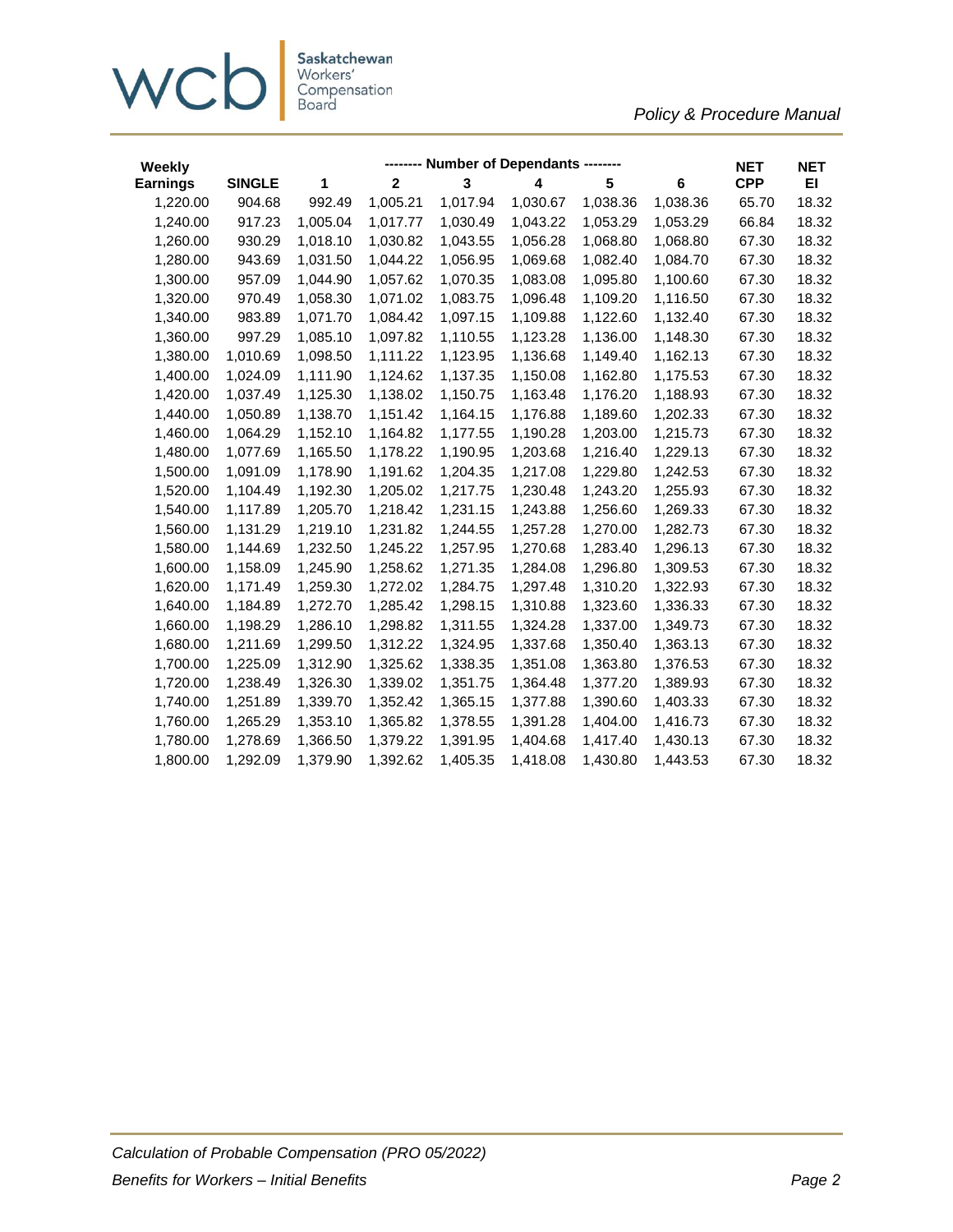| Weekly Earnings | SINGLE | -------- Number of Dependants -------- 1 | 2 | 3 | 4 | 5 | 6 | NET CPP | NET EI |
|---|---|---|---|---|---|---|---|---|---|
| 1,220.00 | 904.68 | 992.49 | 1,005.21 | 1,017.94 | 1,030.67 | 1,038.36 | 1,038.36 | 65.70 | 18.32 |
| 1,240.00 | 917.23 | 1,005.04 | 1,017.77 | 1,030.49 | 1,043.22 | 1,053.29 | 1,053.29 | 66.84 | 18.32 |
| 1,260.00 | 930.29 | 1,018.10 | 1,030.82 | 1,043.55 | 1,056.28 | 1,068.80 | 1,068.80 | 67.30 | 18.32 |
| 1,280.00 | 943.69 | 1,031.50 | 1,044.22 | 1,056.95 | 1,069.68 | 1,082.40 | 1,084.70 | 67.30 | 18.32 |
| 1,300.00 | 957.09 | 1,044.90 | 1,057.62 | 1,070.35 | 1,083.08 | 1,095.80 | 1,100.60 | 67.30 | 18.32 |
| 1,320.00 | 970.49 | 1,058.30 | 1,071.02 | 1,083.75 | 1,096.48 | 1,109.20 | 1,116.50 | 67.30 | 18.32 |
| 1,340.00 | 983.89 | 1,071.70 | 1,084.42 | 1,097.15 | 1,109.88 | 1,122.60 | 1,132.40 | 67.30 | 18.32 |
| 1,360.00 | 997.29 | 1,085.10 | 1,097.82 | 1,110.55 | 1,123.28 | 1,136.00 | 1,148.30 | 67.30 | 18.32 |
| 1,380.00 | 1,010.69 | 1,098.50 | 1,111.22 | 1,123.95 | 1,136.68 | 1,149.40 | 1,162.13 | 67.30 | 18.32 |
| 1,400.00 | 1,024.09 | 1,111.90 | 1,124.62 | 1,137.35 | 1,150.08 | 1,162.80 | 1,175.53 | 67.30 | 18.32 |
| 1,420.00 | 1,037.49 | 1,125.30 | 1,138.02 | 1,150.75 | 1,163.48 | 1,176.20 | 1,188.93 | 67.30 | 18.32 |
| 1,440.00 | 1,050.89 | 1,138.70 | 1,151.42 | 1,164.15 | 1,176.88 | 1,189.60 | 1,202.33 | 67.30 | 18.32 |
| 1,460.00 | 1,064.29 | 1,152.10 | 1,164.82 | 1,177.55 | 1,190.28 | 1,203.00 | 1,215.73 | 67.30 | 18.32 |
| 1,480.00 | 1,077.69 | 1,165.50 | 1,178.22 | 1,190.95 | 1,203.68 | 1,216.40 | 1,229.13 | 67.30 | 18.32 |
| 1,500.00 | 1,091.09 | 1,178.90 | 1,191.62 | 1,204.35 | 1,217.08 | 1,229.80 | 1,242.53 | 67.30 | 18.32 |
| 1,520.00 | 1,104.49 | 1,192.30 | 1,205.02 | 1,217.75 | 1,230.48 | 1,243.20 | 1,255.93 | 67.30 | 18.32 |
| 1,540.00 | 1,117.89 | 1,205.70 | 1,218.42 | 1,231.15 | 1,243.88 | 1,256.60 | 1,269.33 | 67.30 | 18.32 |
| 1,560.00 | 1,131.29 | 1,219.10 | 1,231.82 | 1,244.55 | 1,257.28 | 1,270.00 | 1,282.73 | 67.30 | 18.32 |
| 1,580.00 | 1,144.69 | 1,232.50 | 1,245.22 | 1,257.95 | 1,270.68 | 1,283.40 | 1,296.13 | 67.30 | 18.32 |
| 1,600.00 | 1,158.09 | 1,245.90 | 1,258.62 | 1,271.35 | 1,284.08 | 1,296.80 | 1,309.53 | 67.30 | 18.32 |
| 1,620.00 | 1,171.49 | 1,259.30 | 1,272.02 | 1,284.75 | 1,297.48 | 1,310.20 | 1,322.93 | 67.30 | 18.32 |
| 1,640.00 | 1,184.89 | 1,272.70 | 1,285.42 | 1,298.15 | 1,310.88 | 1,323.60 | 1,336.33 | 67.30 | 18.32 |
| 1,660.00 | 1,198.29 | 1,286.10 | 1,298.82 | 1,311.55 | 1,324.28 | 1,337.00 | 1,349.73 | 67.30 | 18.32 |
| 1,680.00 | 1,211.69 | 1,299.50 | 1,312.22 | 1,324.95 | 1,337.68 | 1,350.40 | 1,363.13 | 67.30 | 18.32 |
| 1,700.00 | 1,225.09 | 1,312.90 | 1,325.62 | 1,338.35 | 1,351.08 | 1,363.80 | 1,376.53 | 67.30 | 18.32 |
| 1,720.00 | 1,238.49 | 1,326.30 | 1,339.02 | 1,351.75 | 1,364.48 | 1,377.20 | 1,389.93 | 67.30 | 18.32 |
| 1,740.00 | 1,251.89 | 1,339.70 | 1,352.42 | 1,365.15 | 1,377.88 | 1,390.60 | 1,403.33 | 67.30 | 18.32 |
| 1,760.00 | 1,265.29 | 1,353.10 | 1,365.82 | 1,378.55 | 1,391.28 | 1,404.00 | 1,416.73 | 67.30 | 18.32 |
| 1,780.00 | 1,278.69 | 1,366.50 | 1,379.22 | 1,391.95 | 1,404.68 | 1,417.40 | 1,430.13 | 67.30 | 18.32 |
| 1,800.00 | 1,292.09 | 1,379.90 | 1,392.62 | 1,405.35 | 1,418.08 | 1,430.80 | 1,443.53 | 67.30 | 18.32 |